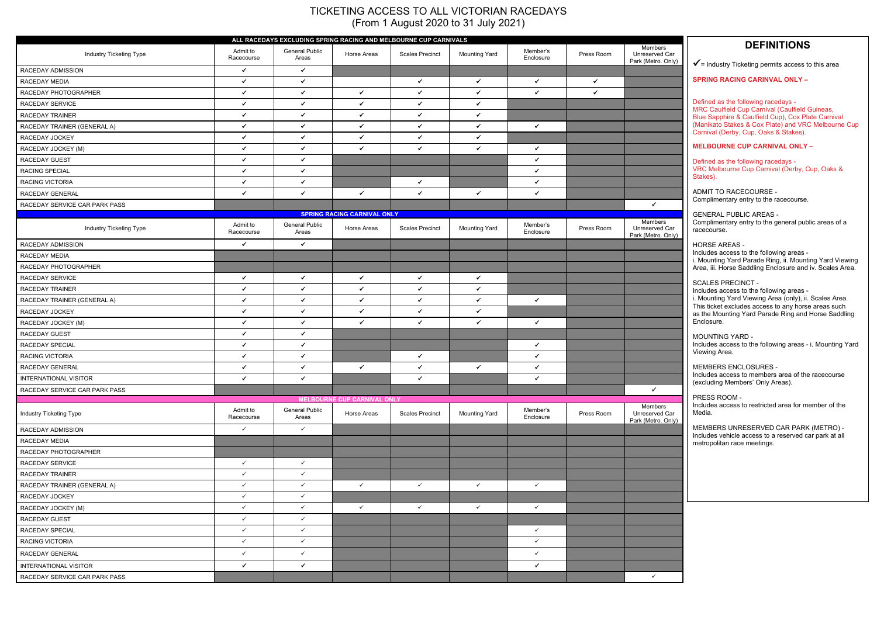# TICKETING ACCESS TO ALL VICTORIAN RACEDAYS
## (From 1 August 2020 to 31 July 2021)

| ALL RACEDAYS EXCLUDING SPRING RACING AND MELBOURNE CUP CARNIVALS | | | | | | | | |
|---|---|---|---|---|---|---|---|---|
| Industry Ticketing Type | Admit to Racecourse | General Public Areas | Horse Areas | Scales Precinct | Mounting Yard | Member's Enclosure | Press Room | Members Unreserved Car Park (Metro. Only) |
| RACEDAY ADMISSION | ✓ | ✓ | | | | | | |
| RACEDAY MEDIA | ✓ | ✓ | | ✓ | ✓ | ✓ | ✓ | |
| RACEDAY PHOTOGRAPHER | ✓ | ✓ | ✓ | ✓ | ✓ | ✓ | ✓ | |
| RACEDAY SERVICE | ✓ | ✓ | ✓ | ✓ | ✓ | | | |
| RACEDAY TRAINER | ✓ | ✓ | ✓ | ✓ | ✓ | | | |
| RACEDAY TRAINER (GENERAL A) | ✓ | ✓ | ✓ | ✓ | ✓ | ✓ | | |
| RACEDAY JOCKEY | ✓ | ✓ | ✓ | ✓ | ✓ | | | |
| RACEDAY JOCKEY (M) | ✓ | ✓ | ✓ | ✓ | ✓ | ✓ | | |
| RACEDAY GUEST | ✓ | ✓ | | | | ✓ | | |
| RACING SPECIAL | ✓ | ✓ | | | | ✓ | | |
| RACING VICTORIA | ✓ | ✓ | | ✓ | | ✓ | | |
| RACEDAY GENERAL | ✓ | ✓ | ✓ | ✓ | ✓ | ✓ | | |
| RACEDAY SERVICE CAR PARK PASS | | | | | | | | ✓ |

| SPRING RACING CARNIVAL ONLY | | | | | | | | |
|---|---|---|---|---|---|---|---|---|
| Industry Ticketing Type | Admit to Racecourse | General Public Areas | Horse Areas | Scales Precinct | Mounting Yard | Member's Enclosure | Press Room | Members Unreserved Car Park (Metro. Only) |
| RACEDAY ADMISSION | ✓ | ✓ | | | | | | |
| RACEDAY MEDIA | | | | | | | | |
| RACEDAY PHOTOGRAPHER | | | | | | | | |
| RACEDAY SERVICE | ✓ | ✓ | ✓ | ✓ | ✓ | | | |
| RACEDAY TRAINER | ✓ | ✓ | ✓ | ✓ | ✓ | | | |
| RACEDAY TRAINER (GENERAL A) | ✓ | ✓ | ✓ | ✓ | ✓ | ✓ | | |
| RACEDAY JOCKEY | ✓ | ✓ | ✓ | ✓ | ✓ | | | |
| RACEDAY JOCKEY (M) | ✓ | ✓ | ✓ | ✓ | ✓ | ✓ | | |
| RACEDAY GUEST | ✓ | ✓ | | | | | | |
| RACEDAY SPECIAL | ✓ | ✓ | | | | ✓ | | |
| RACING VICTORIA | ✓ | ✓ | | ✓ | | ✓ | | |
| RACEDAY GENERAL | ✓ | ✓ | ✓ | ✓ | ✓ | ✓ | | |
| INTERNATIONAL VISITOR | ✓ | ✓ | | ✓ | | ✓ | | |
| RACEDAY SERVICE CAR PARK PASS | | | | | | | | ✓ |

| MELBOURNE CUP CARNIVAL ONLY | | | | | | | | |
|---|---|---|---|---|---|---|---|---|
| Industry Ticketing Type | Admit to Racecourse | General Public Areas | Horse Areas | Scales Precinct | Mounting Yard | Member's Enclosure | Press Room | Members Unreserved Car Park (Metro. Only) |
| RACEDAY ADMISSION | ✓ | ✓ | | | | | | |
| RACEDAY MEDIA | | | | | | | | |
| RACEDAY PHOTOGRAPHER | | | | | | | | |
| RACEDAY SERVICE | ✓ | ✓ | | | | | | |
| RACEDAY TRAINER | ✓ | ✓ | | | | | | |
| RACEDAY TRAINER (GENERAL A) | ✓ | ✓ | ✓ | ✓ | ✓ | ✓ | | |
| RACEDAY JOCKEY | ✓ | ✓ | | | | | | |
| RACEDAY JOCKEY (M) | ✓ | ✓ | ✓ | ✓ | ✓ | ✓ | | |
| RACEDAY GUEST | ✓ | ✓ | | | | | | |
| RACEDAY SPECIAL | ✓ | ✓ | | | | ✓ | | |
| RACING VICTORIA | ✓ | ✓ | | | | ✓ | | |
| RACEDAY GENERAL | ✓ | ✓ | | | | ✓ | | |
| INTERNATIONAL VISITOR | ✓ | ✓ | | | | ✓ | | |
| RACEDAY SERVICE CAR PARK PASS | | | | | | | | ✓ |

## DEFINITIONS

✓= Industry Ticketing permits access to this area

**SPRING RACING CARINVAL ONLY –**

Defined as the following racedays - MRC Caulfield Cup Carnival (Caulfield Guineas, Blue Sapphire & Caulfield Cup), Cox Plate Carnival (Manikato Stakes & Cox Plate) and VRC Melbourne Cup Carnival (Derby, Cup, Oaks & Stakes).

**MELBOURNE CUP CARNIVAL ONLY –**

Defined as the following racedays - VRC Melbourne Cup Carnival (Derby, Cup, Oaks & Stakes).

ADMIT TO RACECOURSE - Complimentary entry to the racecourse.

GENERAL PUBLIC AREAS - Complimentary entry to the general public areas of a racecourse.

HORSE AREAS - Includes access to the following areas - i. Mounting Yard Parade Ring, ii. Mounting Yard Viewing Area, iii. Horse Saddling Enclosure and iv. Scales Area.

SCALES PRECINCT - Includes access to the following areas - i. Mounting Yard Viewing Area (only), ii. Scales Area. This ticket excludes access to any horse areas such as the Mounting Yard Parade Ring and Horse Saddling Enclosure.

MOUNTING YARD - Includes access to the following areas - i. Mounting Yard Viewing Area.

MEMBERS ENCLOSURES - Includes access to members area of the racecourse (excluding Members' Only Areas).

PRESS ROOM - Includes access to restricted area for member of the Media.

MEMBERS UNRESERVED CAR PARK (METRO) - Includes vehicle access to a reserved car park at all metropolitan race meetings.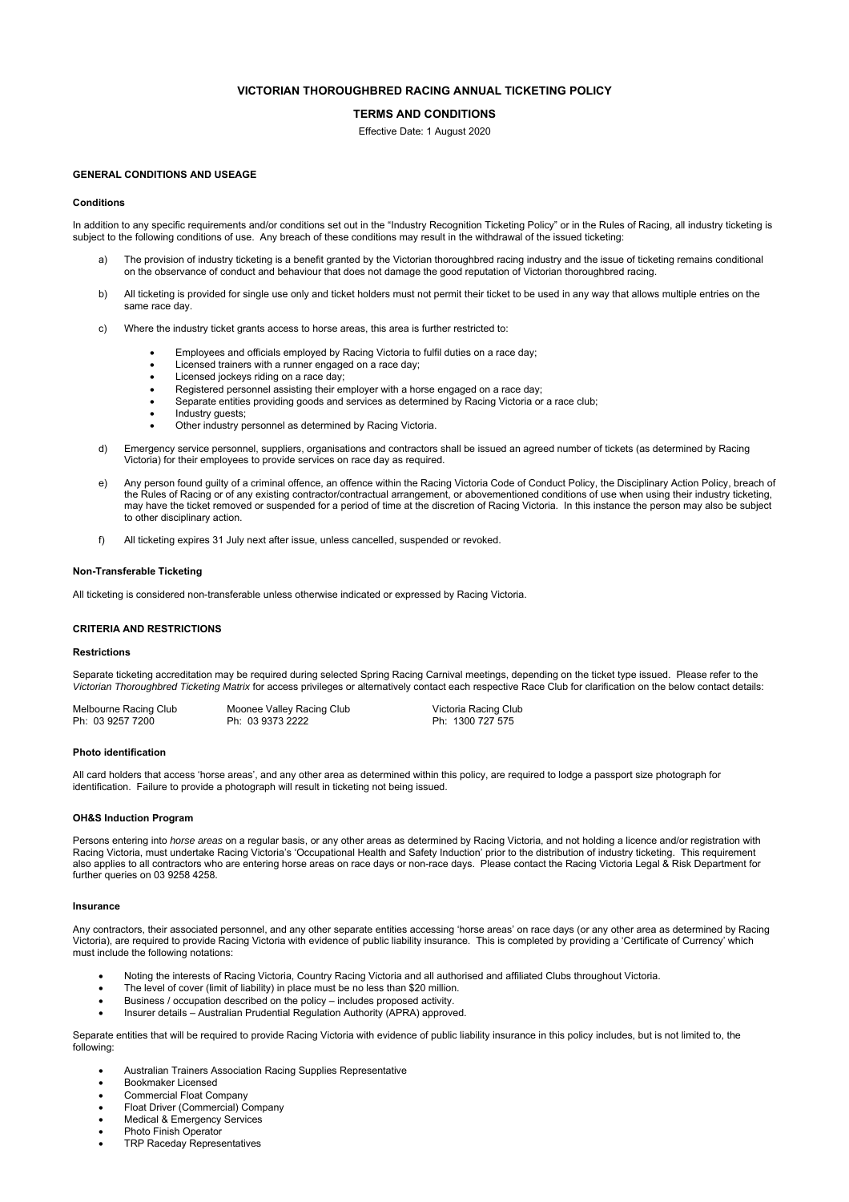# VICTORIAN THOROUGHBRED RACING ANNUAL TICKETING POLICY

## TERMS AND CONDITIONS

Effective Date: 1 August 2020

### GENERAL CONDITIONS AND USEAGE

#### Conditions

In addition to any specific requirements and/or conditions set out in the "Industry Recognition Ticketing Policy" or in the Rules of Racing, all industry ticketing is subject to the following conditions of use. Any breach of these conditions may result in the withdrawal of the issued ticketing:

a) The provision of industry ticketing is a benefit granted by the Victorian thoroughbred racing industry and the issue of ticketing remains conditional on the observance of conduct and behaviour that does not damage the good reputation of Victorian thoroughbred racing.

b) All ticketing is provided for single use only and ticket holders must not permit their ticket to be used in any way that allows multiple entries on the same race day.

c) Where the industry ticket grants access to horse areas, this area is further restricted to:

- Employees and officials employed by Racing Victoria to fulfil duties on a race day;
- Licensed trainers with a runner engaged on a race day;
- Licensed jockeys riding on a race day;
- Registered personnel assisting their employer with a horse engaged on a race day;
- Separate entities providing goods and services as determined by Racing Victoria or a race club;
- Industry guests;
- Other industry personnel as determined by Racing Victoria.

d) Emergency service personnel, suppliers, organisations and contractors shall be issued an agreed number of tickets (as determined by Racing Victoria) for their employees to provide services on race day as required.

e) Any person found guilty of a criminal offence, an offence within the Racing Victoria Code of Conduct Policy, the Disciplinary Action Policy, breach of the Rules of Racing or of any existing contractor/contractual arrangement, or abovementioned conditions of use when using their industry ticketing, may have the ticket removed or suspended for a period of time at the discretion of Racing Victoria. In this instance the person may also be subject to other disciplinary action.

f) All ticketing expires 31 July next after issue, unless cancelled, suspended or revoked.

#### Non-Transferable Ticketing

All ticketing is considered non-transferable unless otherwise indicated or expressed by Racing Victoria.

### CRITERIA AND RESTRICTIONS

#### Restrictions

Separate ticketing accreditation may be required during selected Spring Racing Carnival meetings, depending on the ticket type issued. Please refer to the *Victorian Thoroughbred Ticketing Matrix* for access privileges or alternatively contact each respective Race Club for clarification on the below contact details:

| Melbourne Racing Club | Moonee Valley Racing Club | Victoria Racing Club |
|---|---|---|
| Ph: 03 9257 7200 | Ph: 03 9373 2222 | Ph: 1300 727 575 |

#### Photo identification

All card holders that access 'horse areas', and any other area as determined within this policy, are required to lodge a passport size photograph for identification. Failure to provide a photograph will result in ticketing not being issued.

#### OH&S Induction Program

Persons entering into *horse areas* on a regular basis, or any other areas as determined by Racing Victoria, and not holding a licence and/or registration with Racing Victoria, must undertake Racing Victoria's 'Occupational Health and Safety Induction' prior to the distribution of industry ticketing. This requirement also applies to all contractors who are entering horse areas on race days or non-race days. Please contact the Racing Victoria Legal & Risk Department for further queries on 03 9258 4258.

#### Insurance

Any contractors, their associated personnel, and any other separate entities accessing 'horse areas' on race days (or any other area as determined by Racing Victoria), are required to provide Racing Victoria with evidence of public liability insurance. This is completed by providing a 'Certificate of Currency' which must include the following notations:

- Noting the interests of Racing Victoria, Country Racing Victoria and all authorised and affiliated Clubs throughout Victoria.
- The level of cover (limit of liability) in place must be no less than $20 million.
- Business / occupation described on the policy – includes proposed activity.
- Insurer details – Australian Prudential Regulation Authority (APRA) approved.

Separate entities that will be required to provide Racing Victoria with evidence of public liability insurance in this policy includes, but is not limited to, the following:

- Australian Trainers Association Racing Supplies Representative
- Bookmaker Licensed
- Commercial Float Company
- Float Driver (Commercial) Company
- Medical & Emergency Services
- Photo Finish Operator
- TRP Raceday Representatives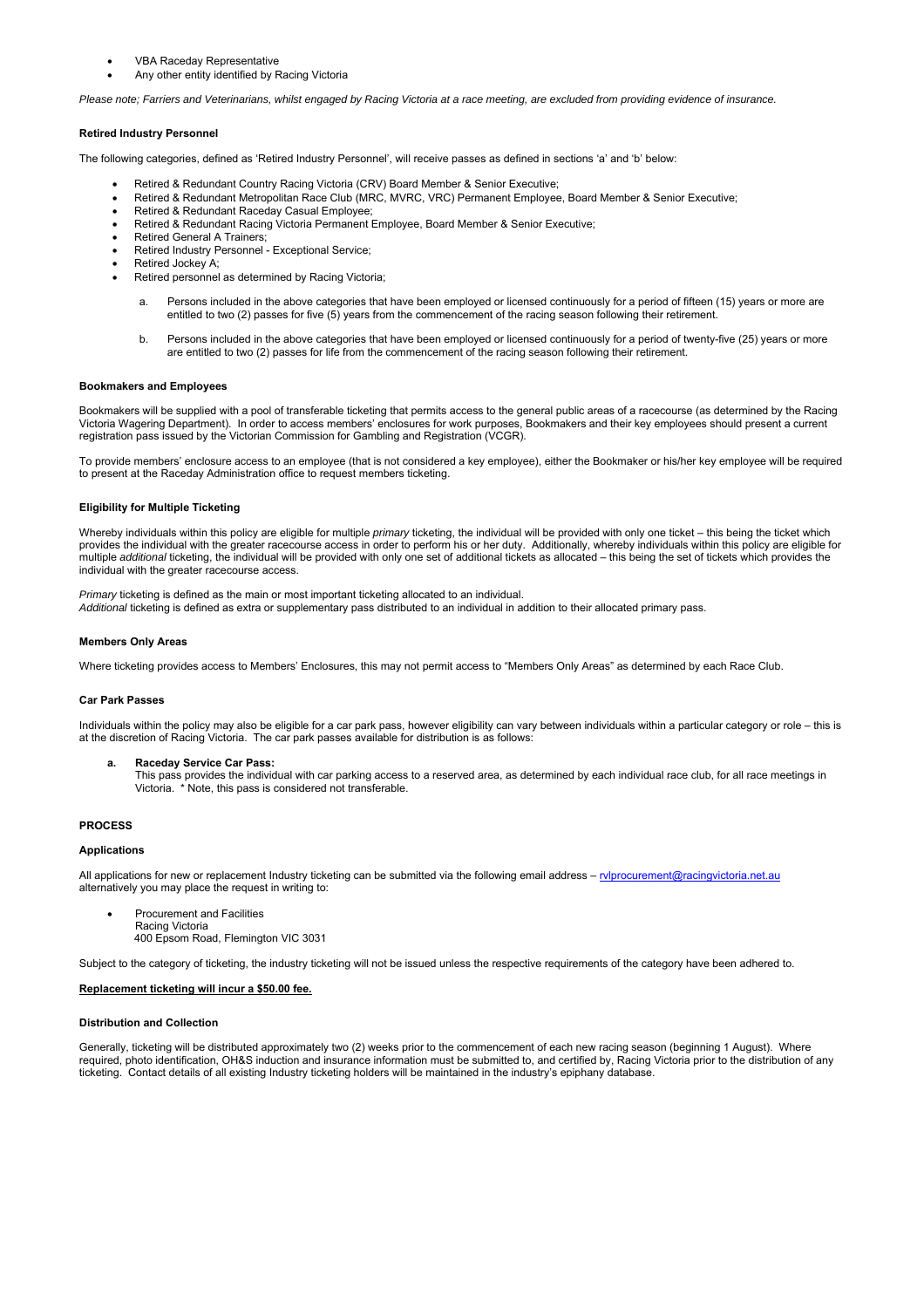- VBA Raceday Representative
- Any other entity identified by Racing Victoria

*Please note; Farriers and Veterinarians, whilst engaged by Racing Victoria at a race meeting, are excluded from providing evidence of insurance.*

**Retired Industry Personnel**

The following categories, defined as 'Retired Industry Personnel', will receive passes as defined in sections 'a' and 'b' below:

- Retired & Redundant Country Racing Victoria (CRV) Board Member & Senior Executive;
- Retired & Redundant Metropolitan Race Club (MRC, MVRC, VRC) Permanent Employee, Board Member & Senior Executive;
- Retired & Redundant Raceday Casual Employee;
- Retired & Redundant Racing Victoria Permanent Employee, Board Member & Senior Executive;
- Retired General A Trainers;
- Retired Industry Personnel - Exceptional Service;
- Retired Jockey A;
- Retired personnel as determined by Racing Victoria;

  a. Persons included in the above categories that have been employed or licensed continuously for a period of fifteen (15) years or more are entitled to two (2) passes for five (5) years from the commencement of the racing season following their retirement.

  b. Persons included in the above categories that have been employed or licensed continuously for a period of twenty-five (25) years or more are entitled to two (2) passes for life from the commencement of the racing season following their retirement.

**Bookmakers and Employees**

Bookmakers will be supplied with a pool of transferable ticketing that permits access to the general public areas of a racecourse (as determined by the Racing Victoria Wagering Department). In order to access members' enclosures for work purposes, Bookmakers and their key employees should present a current registration pass issued by the Victorian Commission for Gambling and Registration (VCGR).

To provide members' enclosure access to an employee (that is not considered a key employee), either the Bookmaker or his/her key employee will be required to present at the Raceday Administration office to request members ticketing.

**Eligibility for Multiple Ticketing**

Whereby individuals within this policy are eligible for multiple *primary* ticketing, the individual will be provided with only one ticket – this being the ticket which provides the individual with the greater racecourse access in order to perform his or her duty. Additionally, whereby individuals within this policy are eligible for multiple *additional* ticketing, the individual will be provided with only one set of additional tickets as allocated – this being the set of tickets which provides the individual with the greater racecourse access.

*Primary* ticketing is defined as the main or most important ticketing allocated to an individual.
*Additional* ticketing is defined as extra or supplementary pass distributed to an individual in addition to their allocated primary pass.

**Members Only Areas**

Where ticketing provides access to Members' Enclosures, this may not permit access to "Members Only Areas" as determined by each Race Club.

**Car Park Passes**

Individuals within the policy may also be eligible for a car park pass, however eligibility can vary between individuals within a particular category or role – this is at the discretion of Racing Victoria. The car park passes available for distribution is as follows:

**a. Raceday Service Car Pass:**
This pass provides the individual with car parking access to a reserved area, as determined by each individual race club, for all race meetings in Victoria. * Note, this pass is considered not transferable.

## PROCESS

**Applications**

All applications for new or replacement Industry ticketing can be submitted via the following email address – rvlprocurement@racingvictoria.net.au alternatively you may place the request in writing to:

- Procurement and Facilities
  Racing Victoria
  400 Epsom Road, Flemington VIC 3031

Subject to the category of ticketing, the industry ticketing will not be issued unless the respective requirements of the category have been adhered to.

**Replacement ticketing will incur a $50.00 fee.**

**Distribution and Collection**

Generally, ticketing will be distributed approximately two (2) weeks prior to the commencement of each new racing season (beginning 1 August). Where required, photo identification, OH&S induction and insurance information must be submitted to, and certified by, Racing Victoria prior to the distribution of any ticketing. Contact details of all existing Industry ticketing holders will be maintained in the industry's epiphany database.